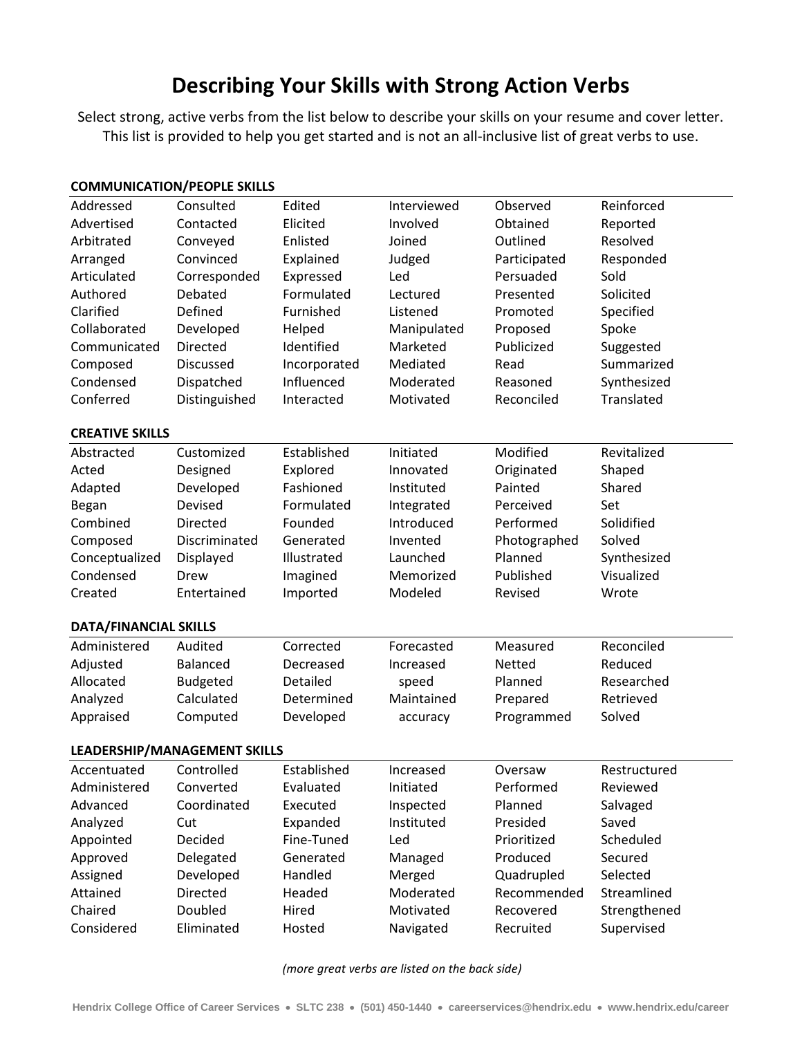# Describing Your Skills with Strong Action Verbs

Select strong, active verbs from the list below to describe your skills on your resume and cover letter. This list is provided to help you get started and is not an all-inclusive list of great verbs to use.

## COMMUNICATION/PEOPLE SKILLS

| | | | | | |
|---|---|---|---|---|---|
| Addressed | Consulted | Edited | Interviewed | Observed | Reinforced |
| Advertised | Contacted | Elicited | Involved | Obtained | Reported |
| Arbitrated | Conveyed | Enlisted | Joined | Outlined | Resolved |
| Arranged | Convinced | Explained | Judged | Participated | Responded |
| Articulated | Corresponded | Expressed | Led | Persuaded | Sold |
| Authored | Debated | Formulated | Lectured | Presented | Solicited |
| Clarified | Defined | Furnished | Listened | Promoted | Specified |
| Collaborated | Developed | Helped | Manipulated | Proposed | Spoke |
| Communicated | Directed | Identified | Marketed | Publicized | Suggested |
| Composed | Discussed | Incorporated | Mediated | Read | Summarized |
| Condensed | Dispatched | Influenced | Moderated | Reasoned | Synthesized |
| Conferred | Distinguished | Interacted | Motivated | Reconciled | Translated |

## CREATIVE SKILLS

| | | | | | |
|---|---|---|---|---|---|
| Abstracted | Customized | Established | Initiated | Modified | Revitalized |
| Acted | Designed | Explored | Innovated | Originated | Shaped |
| Adapted | Developed | Fashioned | Instituted | Painted | Shared |
| Began | Devised | Formulated | Integrated | Perceived | Set |
| Combined | Directed | Founded | Introduced | Performed | Solidified |
| Composed | Discriminated | Generated | Invented | Photographed | Solved |
| Conceptualized | Displayed | Illustrated | Launched | Planned | Synthesized |
| Condensed | Drew | Imagined | Memorized | Published | Visualized |
| Created | Entertained | Imported | Modeled | Revised | Wrote |

## DATA/FINANCIAL SKILLS

| | | | | | |
|---|---|---|---|---|---|
| Administered | Audited | Corrected | Forecasted | Measured | Reconciled |
| Adjusted | Balanced | Decreased | Increased speed | Netted | Reduced |
| Allocated | Budgeted | Detailed | Maintained accuracy | Planned | Researched |
| Analyzed | Calculated | Determined | | Prepared | Retrieved |
| Appraised | Computed | Developed | | Programmed | Solved |

## LEADERSHIP/MANAGEMENT SKILLS

| | | | | | |
|---|---|---|---|---|---|
| Accentuated | Controlled | Established | Increased | Oversaw | Restructured |
| Administered | Converted | Evaluated | Initiated | Performed | Reviewed |
| Advanced | Coordinated | Executed | Inspected | Planned | Salvaged |
| Analyzed | Cut | Expanded | Instituted | Presided | Saved |
| Appointed | Decided | Fine-Tuned | Led | Prioritized | Scheduled |
| Approved | Delegated | Generated | Managed | Produced | Secured |
| Assigned | Developed | Handled | Merged | Quadrupled | Selected |
| Attained | Directed | Headed | Moderated | Recommended | Streamlined |
| Chaired | Doubled | Hired | Motivated | Recovered | Strengthened |
| Considered | Eliminated | Hosted | Navigated | Recruited | Supervised |

*(more great verbs are listed on the back side)*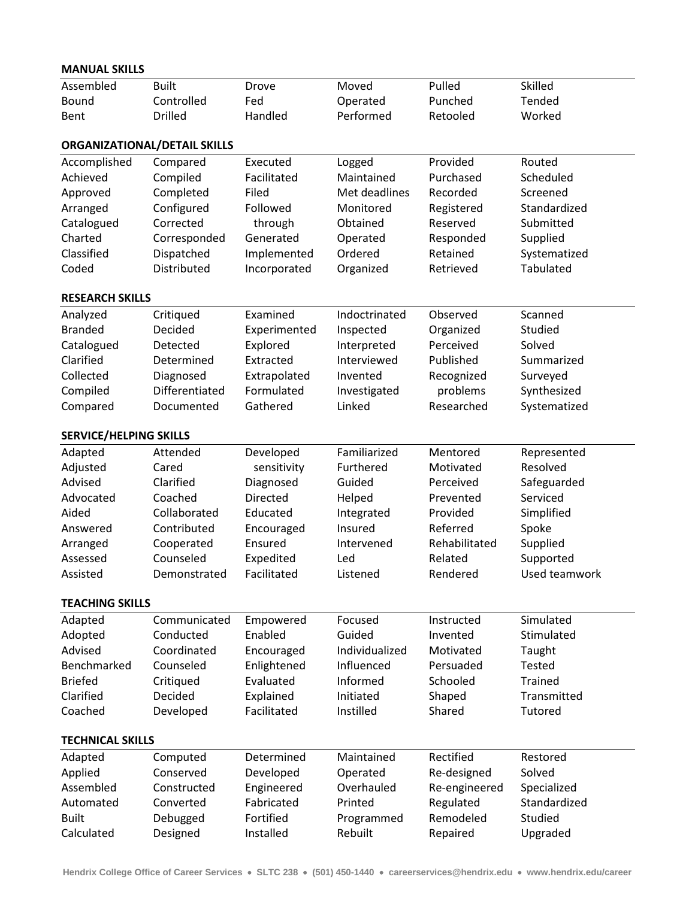**MANUAL SKILLS**

| | | | | | |
|---|---|---|---|---|---|
| Assembled | Built | Drove | Moved | Pulled | Skilled |
| Bound | Controlled | Fed | Operated | Punched | Tended |
| Bent | Drilled | Handled | Performed | Retooled | Worked |

**ORGANIZATIONAL/DETAIL SKILLS**

| | | | | | |
|---|---|---|---|---|---|
| Accomplished | Compared | Executed | Logged | Provided | Routed |
| Achieved | Compiled | Facilitated | Maintained | Purchased | Scheduled |
| Approved | Completed | Filed | Met deadlines | Recorded | Screened |
| Arranged | Configured | Followed through | Monitored | Registered | Standardized |
| Catalogued | Corrected | | Obtained | Reserved | Submitted |
| Charted | Corresponded | Generated | Operated | Responded | Supplied |
| Classified | Dispatched | Implemented | Ordered | Retained | Systematized |
| Coded | Distributed | Incorporated | Organized | Retrieved | Tabulated |

**RESEARCH SKILLS**

| | | | | | |
|---|---|---|---|---|---|
| Analyzed | Critiqued | Examined | Indoctrinated | Observed | Scanned |
| Branded | Decided | Experimented | Inspected | Organized | Studied |
| Catalogued | Detected | Explored | Interpreted | Perceived | Solved |
| Clarified | Determined | Extracted | Interviewed | Published | Summarized |
| Collected | Diagnosed | Extrapolated | Invented | Recognized problems | Surveyed |
| Compiled | Differentiated | Formulated | Investigated | | Synthesized |
| Compared | Documented | Gathered | Linked | Researched | Systematized |

**SERVICE/HELPING SKILLS**

| | | | | | |
|---|---|---|---|---|---|
| Adapted | Attended | Developed sensitivity | Familiarized | Mentored | Represented |
| Adjusted | Cared | | Furthered | Motivated | Resolved |
| Advised | Clarified | Diagnosed | Guided | Perceived | Safeguarded |
| Advocated | Coached | Directed | Helped | Prevented | Serviced |
| Aided | Collaborated | Educated | Integrated | Provided | Simplified |
| Answered | Contributed | Encouraged | Insured | Referred | Spoke |
| Arranged | Cooperated | Ensured | Intervened | Rehabilitated | Supplied |
| Assessed | Counseled | Expedited | Led | Related | Supported |
| Assisted | Demonstrated | Facilitated | Listened | Rendered | Used teamwork |

**TEACHING SKILLS**

| | | | | | |
|---|---|---|---|---|---|
| Adapted | Communicated | Empowered | Focused | Instructed | Simulated |
| Adopted | Conducted | Enabled | Guided | Invented | Stimulated |
| Advised | Coordinated | Encouraged | Individualized | Motivated | Taught |
| Benchmarked | Counseled | Enlightened | Influenced | Persuaded | Tested |
| Briefed | Critiqued | Evaluated | Informed | Schooled | Trained |
| Clarified | Decided | Explained | Initiated | Shaped | Transmitted |
| Coached | Developed | Facilitated | Instilled | Shared | Tutored |

**TECHNICAL SKILLS**

| | | | | | |
|---|---|---|---|---|---|
| Adapted | Computed | Determined | Maintained | Rectified | Restored |
| Applied | Conserved | Developed | Operated | Re-designed | Solved |
| Assembled | Constructed | Engineered | Overhauled | Re-engineered | Specialized |
| Automated | Converted | Fabricated | Printed | Regulated | Standardized |
| Built | Debugged | Fortified | Programmed | Remodeled | Studied |
| Calculated | Designed | Installed | Rebuilt | Repaired | Upgraded |

Hendrix College Office of Career Services • SLTC 238 • (501) 450-1440 • careerservices@hendrix.edu • www.hendrix.edu/career